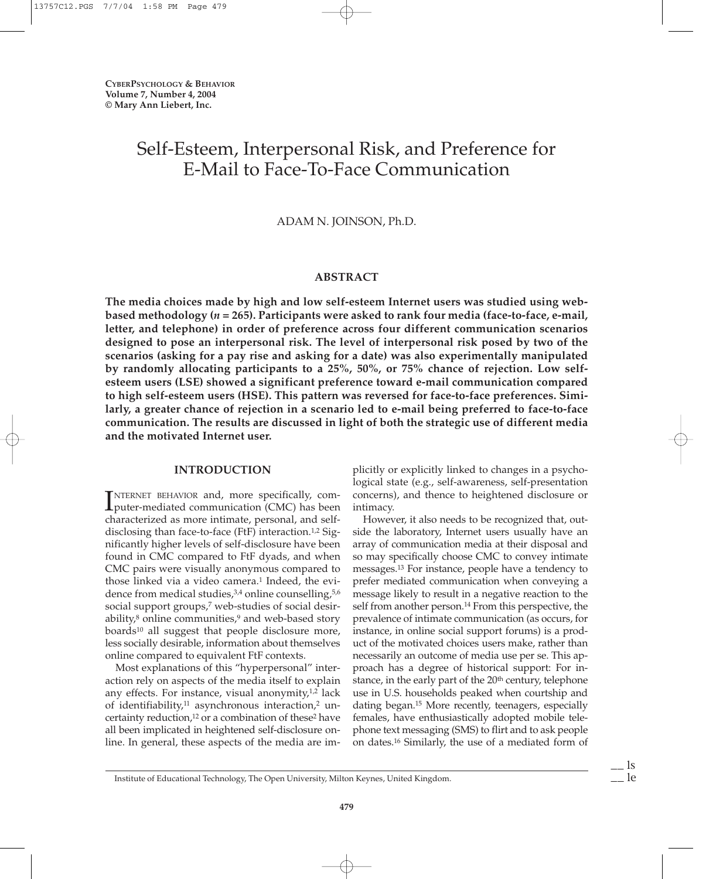# Self-Esteem, Interpersonal Risk, and Preference for E-Mail to Face-To-Face Communication

ADAM N. JOINSON, Ph.D.

## ABSTRACT

**The media choices made by high and low self-esteem Internet users was studied using web-based methodology (*n* = 265). Participants were asked to rank four media (face-to-face, e-mail, letter, and telephone) in order of preference across four different communication scenarios designed to pose an interpersonal risk. The level of interpersonal risk posed by two of the scenarios (asking for a pay rise and asking for a date) was also experimentally manipulated by randomly allocating participants to a 25%, 50%, or 75% chance of rejection. Low self-esteem users (LSE) showed a significant preference toward e-mail communication compared to high self-esteem users (HSE). This pattern was reversed for face-to-face preferences. Similarly, a greater chance of rejection in a scenario led to e-mail being preferred to face-to-face communication. The results are discussed in light of both the strategic use of different media and the motivated Internet user.**

## INTRODUCTION

INTERNET BEHAVIOR and, more specifically, computer-mediated communication (CMC) has been characterized as more intimate, personal, and self-disclosing than face-to-face (FtF) interaction.[1,2] Significantly higher levels of self-disclosure have been found in CMC compared to FtF dyads, and when CMC pairs were visually anonymous compared to those linked via a video camera.[1] Indeed, the evidence from medical studies,[3,4] online counselling,[5,6] social support groups,[7] web-studies of social desirability,[8] online communities,[9] and web-based story boards[10] all suggest that people disclosure more, less socially desirable, information about themselves online compared to equivalent FtF contexts.

Most explanations of this "hyperpersonal" interaction rely on aspects of the media itself to explain any effects. For instance, visual anonymity,[1,2] lack of identifiability,[11] asynchronous interaction,[2] uncertainty reduction,[12] or a combination of these[2] have all been implicated in heightened self-disclosure online. In general, these aspects of the media are implicitly or explicitly linked to changes in a psychological state (e.g., self-awareness, self-presentation concerns), and thence to heightened disclosure or intimacy.

However, it also needs to be recognized that, outside the laboratory, Internet users usually have an array of communication media at their disposal and so may specifically choose CMC to convey intimate messages.[13] For instance, people have a tendency to prefer mediated communication when conveying a message likely to result in a negative reaction to the self from another person.[14] From this perspective, the prevalence of intimate communication (as occurs, for instance, in online social support forums) is a product of the motivated choices users make, rather than necessarily an outcome of media use per se. This approach has a degree of historical support: For instance, in the early part of the 20th century, telephone use in U.S. households peaked when courtship and dating began.[15] More recently, teenagers, especially females, have enthusiastically adopted mobile telephone text messaging (SMS) to flirt and to ask people on dates.[16] Similarly, the use of a mediated form of

Institute of Educational Technology, The Open University, Milton Keynes, United Kingdom.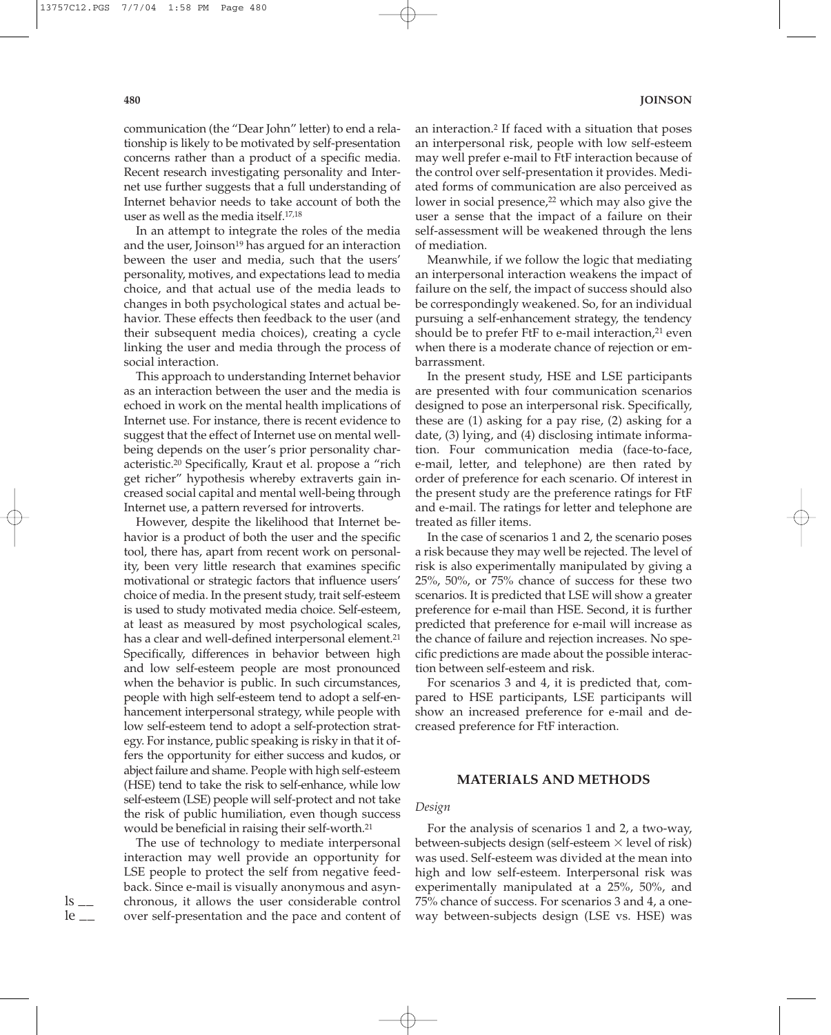communication (the "Dear John" letter) to end a relationship is likely to be motivated by self-presentation concerns rather than a product of a specific media. Recent research investigating personality and Internet use further suggests that a full understanding of Internet behavior needs to take account of both the user as well as the media itself.[17,18]

In an attempt to integrate the roles of the media and the user, Joinson[19] has argued for an interaction beween the user and media, such that the users' personality, motives, and expectations lead to media choice, and that actual use of the media leads to changes in both psychological states and actual behavior. These effects then feedback to the user (and their subsequent media choices), creating a cycle linking the user and media through the process of social interaction.

This approach to understanding Internet behavior as an interaction between the user and the media is echoed in work on the mental health implications of Internet use. For instance, there is recent evidence to suggest that the effect of Internet use on mental wellbeing depends on the user's prior personality characteristic.[20] Specifically, Kraut et al. propose a "rich get richer" hypothesis whereby extraverts gain increased social capital and mental well-being through Internet use, a pattern reversed for introverts.

However, despite the likelihood that Internet behavior is a product of both the user and the specific tool, there has, apart from recent work on personality, been very little research that examines specific motivational or strategic factors that influence users' choice of media. In the present study, trait self-esteem is used to study motivated media choice. Self-esteem, at least as measured by most psychological scales, has a clear and well-defined interpersonal element.[21] Specifically, differences in behavior between high and low self-esteem people are most pronounced when the behavior is public. In such circumstances, people with high self-esteem tend to adopt a self-enhancement interpersonal strategy, while people with low self-esteem tend to adopt a self-protection strategy. For instance, public speaking is risky in that it offers the opportunity for either success and kudos, or abject failure and shame. People with high self-esteem (HSE) tend to take the risk to self-enhance, while low self-esteem (LSE) people will self-protect and not take the risk of public humiliation, even though success would be beneficial in raising their self-worth.[21]

The use of technology to mediate interpersonal interaction may well provide an opportunity for LSE people to protect the self from negative feedback. Since e-mail is visually anonymous and asynchronous, it allows the user considerable control over self-presentation and the pace and content of an interaction.[2] If faced with a situation that poses an interpersonal risk, people with low self-esteem may well prefer e-mail to FtF interaction because of the control over self-presentation it provides. Mediated forms of communication are also perceived as lower in social presence,[22] which may also give the user a sense that the impact of a failure on their self-assessment will be weakened through the lens of mediation.

Meanwhile, if we follow the logic that mediating an interpersonal interaction weakens the impact of failure on the self, the impact of success should also be correspondingly weakened. So, for an individual pursuing a self-enhancement strategy, the tendency should be to prefer FtF to e-mail interaction,[21] even when there is a moderate chance of rejection or embarrassment.

In the present study, HSE and LSE participants are presented with four communication scenarios designed to pose an interpersonal risk. Specifically, these are (1) asking for a pay rise, (2) asking for a date, (3) lying, and (4) disclosing intimate information. Four communication media (face-to-face, e-mail, letter, and telephone) are then rated by order of preference for each scenario. Of interest in the present study are the preference ratings for FtF and e-mail. The ratings for letter and telephone are treated as filler items.

In the case of scenarios 1 and 2, the scenario poses a risk because they may well be rejected. The level of risk is also experimentally manipulated by giving a 25%, 50%, or 75% chance of success for these two scenarios. It is predicted that LSE will show a greater preference for e-mail than HSE. Second, it is further predicted that preference for e-mail will increase as the chance of failure and rejection increases. No specific predictions are made about the possible interaction between self-esteem and risk.

For scenarios 3 and 4, it is predicted that, compared to HSE participants, LSE participants will show an increased preference for e-mail and decreased preference for FtF interaction.

## MATERIALS AND METHODS

### *Design*

For the analysis of scenarios 1 and 2, a two-way, between-subjects design (self-esteem $\times$ level of risk) was used. Self-esteem was divided at the mean into high and low self-esteem. Interpersonal risk was experimentally manipulated at a 25%, 50%, and 75% chance of success. For scenarios 3 and 4, a one-way between-subjects design (LSE vs. HSE) was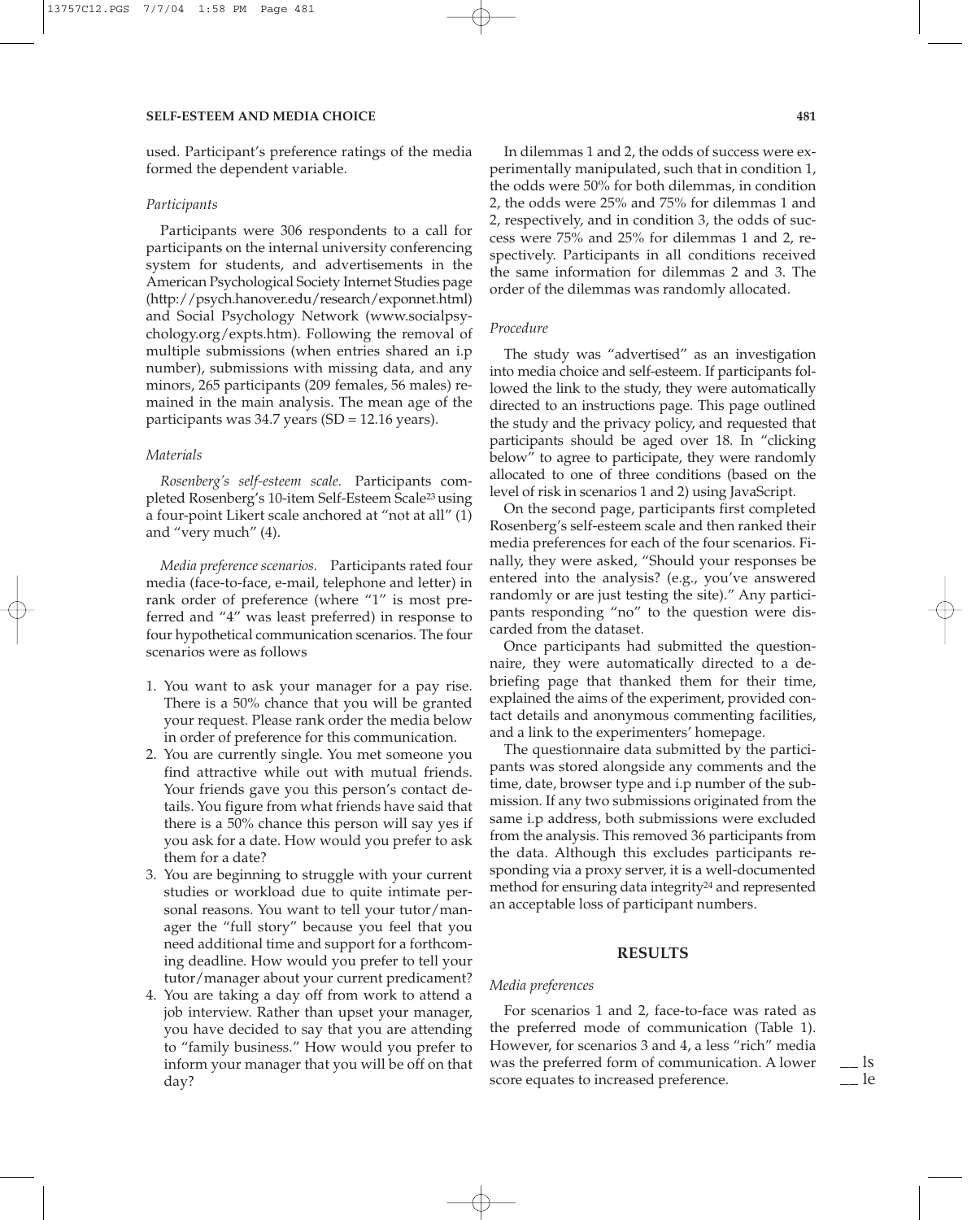used. Participant's preference ratings of the media formed the dependent variable.

*Participants*

Participants were 306 respondents to a call for participants on the internal university conferencing system for students, and advertisements in the American Psychological Society Internet Studies page (http://psych.hanover.edu/research/exponnet.html) and Social Psychology Network (www.socialpsychology.org/expts.htm). Following the removal of multiple submissions (when entries shared an i.p number), submissions with missing data, and any minors, 265 participants (209 females, 56 males) remained in the main analysis. The mean age of the participants was 34.7 years (SD = 12.16 years).

*Materials*

*Rosenberg's self-esteem scale.* Participants completed Rosenberg's 10-item Self-Esteem Scale[23] using a four-point Likert scale anchored at "not at all" (1) and "very much" (4).

*Media preference scenarios.* Participants rated four media (face-to-face, e-mail, telephone and letter) in rank order of preference (where "1" is most preferred and "4" was least preferred) in response to four hypothetical communication scenarios. The four scenarios were as follows

1. You want to ask your manager for a pay rise. There is a 50% chance that you will be granted your request. Please rank order the media below in order of preference for this communication.
2. You are currently single. You met someone you find attractive while out with mutual friends. Your friends gave you this person's contact details. You figure from what friends have said that there is a 50% chance this person will say yes if you ask for a date. How would you prefer to ask them for a date?
3. You are beginning to struggle with your current studies or workload due to quite intimate personal reasons. You want to tell your tutor/manager the "full story" because you feel that you need additional time and support for a forthcoming deadline. How would you prefer to tell your tutor/manager about your current predicament?
4. You are taking a day off from work to attend a job interview. Rather than upset your manager, you have decided to say that you are attending to "family business." How would you prefer to inform your manager that you will be off on that day?

In dilemmas 1 and 2, the odds of success were experimentally manipulated, such that in condition 1, the odds were 50% for both dilemmas, in condition 2, the odds were 25% and 75% for dilemmas 1 and 2, respectively, and in condition 3, the odds of success were 75% and 25% for dilemmas 1 and 2, respectively. Participants in all conditions received the same information for dilemmas 2 and 3. The order of the dilemmas was randomly allocated.

*Procedure*

The study was "advertised" as an investigation into media choice and self-esteem. If participants followed the link to the study, they were automatically directed to an instructions page. This page outlined the study and the privacy policy, and requested that participants should be aged over 18. In "clicking below" to agree to participate, they were randomly allocated to one of three conditions (based on the level of risk in scenarios 1 and 2) using JavaScript.

On the second page, participants first completed Rosenberg's self-esteem scale and then ranked their media preferences for each of the four scenarios. Finally, they were asked, "Should your responses be entered into the analysis? (e.g., you've answered randomly or are just testing the site)." Any participants responding "no" to the question were discarded from the dataset.

Once participants had submitted the questionnaire, they were automatically directed to a debriefing page that thanked them for their time, explained the aims of the experiment, provided contact details and anonymous commenting facilities, and a link to the experimenters' homepage.

The questionnaire data submitted by the participants was stored alongside any comments and the time, date, browser type and i.p number of the submission. If any two submissions originated from the same i.p address, both submissions were excluded from the analysis. This removed 36 participants from the data. Although this excludes participants responding via a proxy server, it is a well-documented method for ensuring data integrity[24] and represented an acceptable loss of participant numbers.

## RESULTS

*Media preferences*

For scenarios 1 and 2, face-to-face was rated as the preferred mode of communication (Table 1). However, for scenarios 3 and 4, a less "rich" media was the preferred form of communication. A lower score equates to increased preference.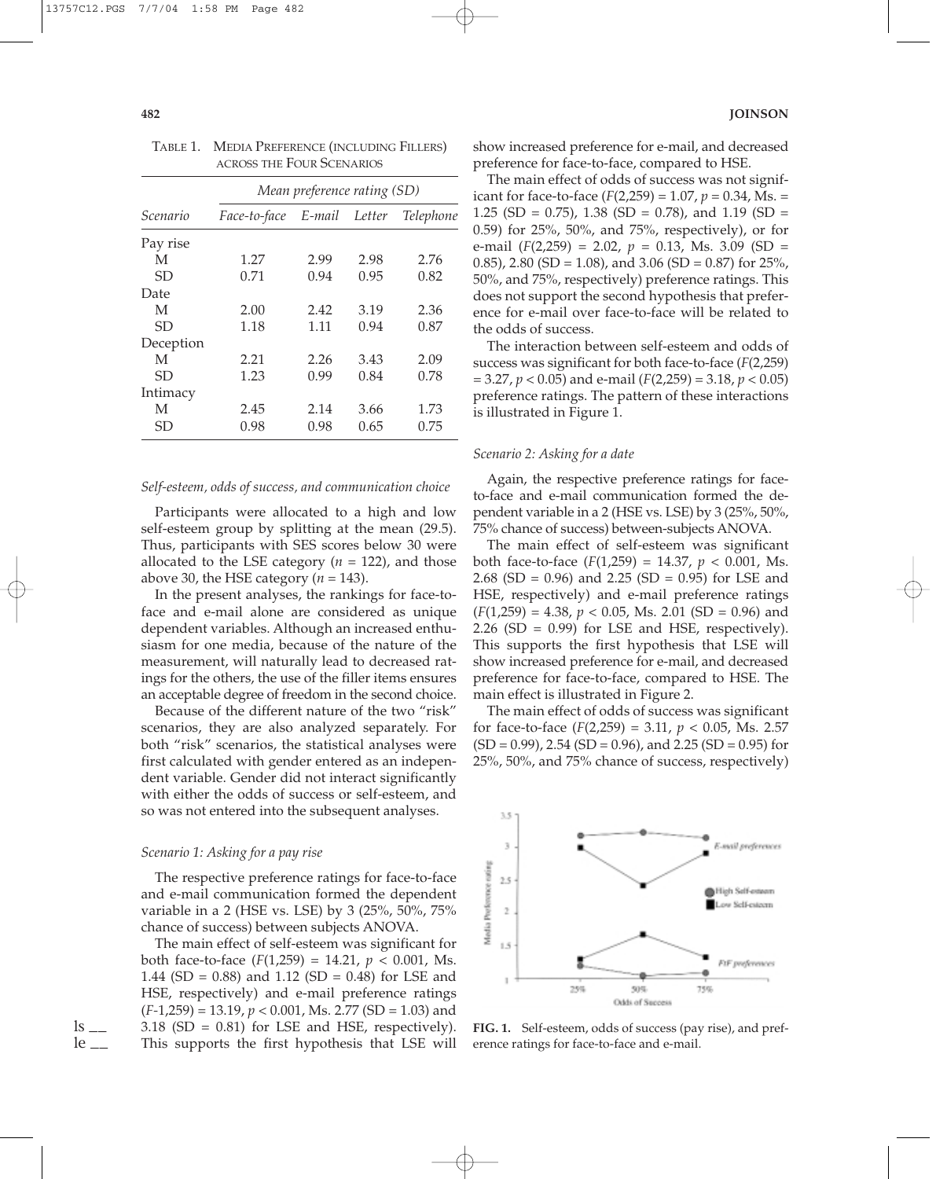TABLE 1. MEDIA PREFERENCE (INCLUDING FILLERS) ACROSS THE FOUR SCENARIOS

| | Mean preference rating (SD) | | | |
|---|---|---|---|---|
| *Scenario* | *Face-to-face* | *E-mail* | *Letter* | *Telephone* |
| Pay rise | | | | |
| M | 1.27 | 2.99 | 2.98 | 2.76 |
| SD | 0.71 | 0.94 | 0.95 | 0.82 |
| Date | | | | |
| M | 2.00 | 2.42 | 3.19 | 2.36 |
| SD | 1.18 | 1.11 | 0.94 | 0.87 |
| Deception | | | | |
| M | 2.21 | 2.26 | 3.43 | 2.09 |
| SD | 1.23 | 0.99 | 0.84 | 0.78 |
| Intimacy | | | | |
| M | 2.45 | 2.14 | 3.66 | 1.73 |
| SD | 0.98 | 0.98 | 0.65 | 0.75 |

### *Self-esteem, odds of success, and communication choice*

Participants were allocated to a high and low self-esteem group by splitting at the mean (29.5). Thus, participants with SES scores below 30 were allocated to the LSE category ($n$ = 122), and those above 30, the HSE category ($n$ = 143).

In the present analyses, the rankings for face-to-face and e-mail alone are considered as unique dependent variables. Although an increased enthusiasm for one media, because of the nature of the measurement, will naturally lead to decreased ratings for the others, the use of the filler items ensures an acceptable degree of freedom in the second choice.

Because of the different nature of the two "risk" scenarios, they are also analyzed separately. For both "risk" scenarios, the statistical analyses were first calculated with gender entered as an independent variable. Gender did not interact significantly with either the odds of success or self-esteem, and so was not entered into the subsequent analyses.

### *Scenario 1: Asking for a pay rise*

The respective preference ratings for face-to-face and e-mail communication formed the dependent variable in a 2 (HSE vs. LSE) by 3 (25%, 50%, 75% chance of success) between subjects ANOVA.

The main effect of self-esteem was significant for both face-to-face ($F(1,259) = 14.21$, $p < 0.001$, Ms. 1.44 (SD = 0.88) and 1.12 (SD = 0.48) for LSE and HSE, respectively) and e-mail preference ratings ($F$-1,259) = 13.19, $p < 0.001$, Ms. 2.77 (SD = 1.03) and 3.18 (SD = 0.81) for LSE and HSE, respectively). This supports the first hypothesis that LSE will show increased preference for e-mail, and decreased preference for face-to-face, compared to HSE.

The main effect of odds of success was not significant for face-to-face ($F(2,259) = 1.07$, $p = 0.34$, Ms. = 1.25 (SD = 0.75), 1.38 (SD = 0.78), and 1.19 (SD = 0.59) for 25%, 50%, and 75%, respectively), or for e-mail ($F(2,259) = 2.02$, $p = 0.13$, Ms. 3.09 (SD = 0.85), 2.80 (SD = 1.08), and 3.06 (SD = 0.87) for 25%, 50%, and 75%, respectively) preference ratings. This does not support the second hypothesis that preference for e-mail over face-to-face will be related to the odds of success.

The interaction between self-esteem and odds of success was significant for both face-to-face ($F(2,259) = 3.27$, $p < 0.05$) and e-mail ($F(2,259) = 3.18$, $p < 0.05$) preference ratings. The pattern of these interactions is illustrated in Figure 1.

### *Scenario 2: Asking for a date*

Again, the respective preference ratings for face-to-face and e-mail communication formed the dependent variable in a 2 (HSE vs. LSE) by 3 (25%, 50%, 75% chance of success) between-subjects ANOVA.

The main effect of self-esteem was significant both face-to-face ($F(1,259) = 14.37$, $p < 0.001$, Ms. 2.68 (SD = 0.96) and 2.25 (SD = 0.95) for LSE and HSE, respectively) and e-mail preference ratings ($F(1,259) = 4.38$, $p < 0.05$, Ms. 2.01 (SD = 0.96) and 2.26 (SD = 0.99) for LSE and HSE, respectively). This supports the first hypothesis that LSE will show increased preference for e-mail, and decreased preference for face-to-face, compared to HSE. The main effect is illustrated in Figure 2.

The main effect of odds of success was significant for face-to-face ($F(2,259) = 3.11$, $p < 0.05$, Ms. 2.57 (SD = 0.99), 2.54 (SD = 0.96), and 2.25 (SD = 0.95) for 25%, 50%, and 75% chance of success, respectively)

**FIG. 1.** Self-esteem, odds of success (pay rise), and preference ratings for face-to-face and e-mail.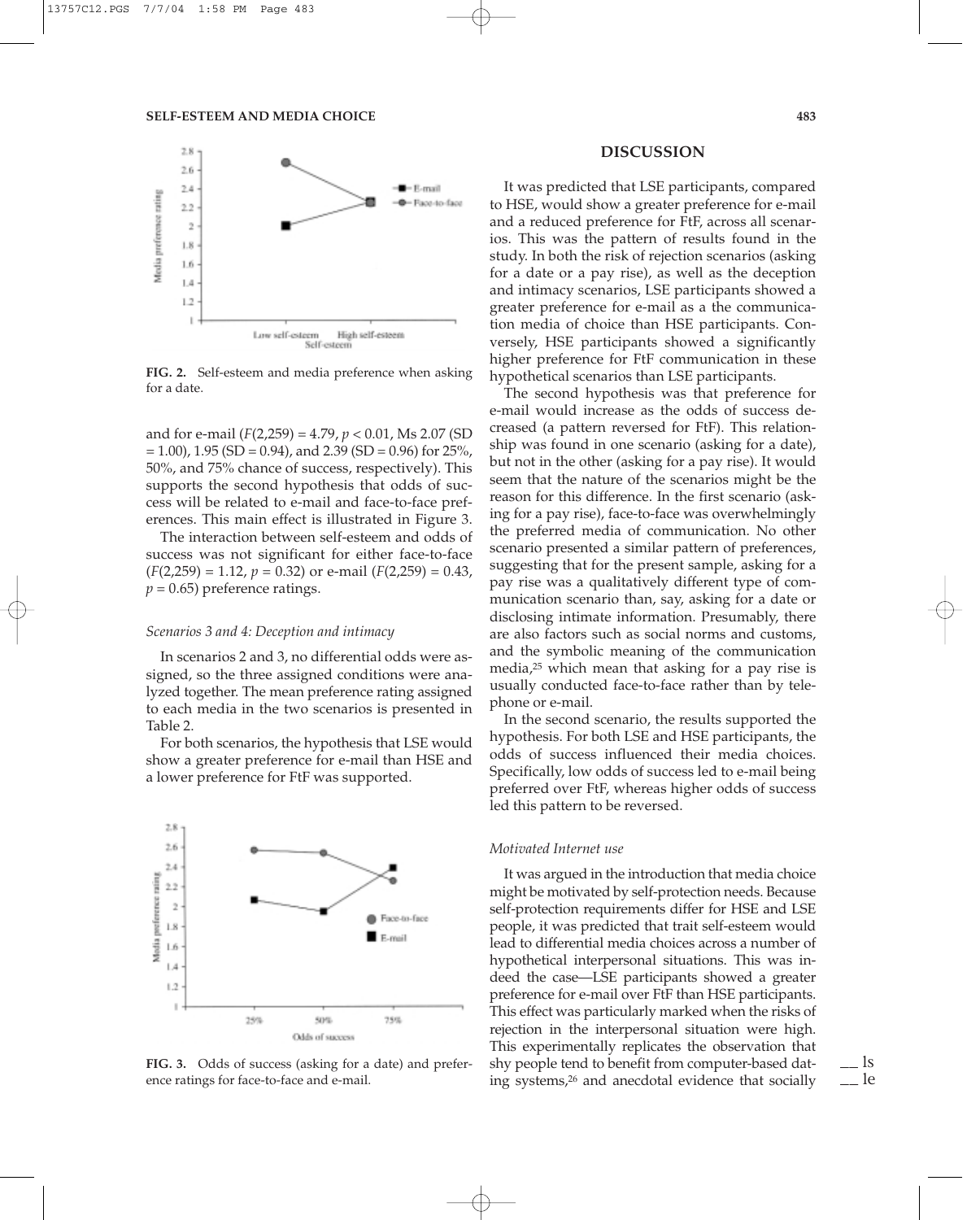**FIG. 2.** Self-esteem and media preference when asking for a date.

and for e-mail ($F(2,259) = 4.79$, $p < 0.01$, Ms 2.07 (SD = 1.00), 1.95 (SD = 0.94), and 2.39 (SD = 0.96) for 25%, 50%, and 75% chance of success, respectively). This supports the second hypothesis that odds of success will be related to e-mail and face-to-face preferences. This main effect is illustrated in Figure 3.

The interaction between self-esteem and odds of success was not significant for either face-to-face ($F(2,259) = 1.12$, $p = 0.32$) or e-mail ($F(2,259) = 0.43$, $p = 0.65$) preference ratings.

### *Scenarios 3 and 4: Deception and intimacy*

In scenarios 2 and 3, no differential odds were assigned, so the three assigned conditions were analyzed together. The mean preference rating assigned to each media in the two scenarios is presented in Table 2.

For both scenarios, the hypothesis that LSE would show a greater preference for e-mail than HSE and a lower preference for FtF was supported.

**FIG. 3.** Odds of success (asking for a date) and preference ratings for face-to-face and e-mail.

## DISCUSSION

It was predicted that LSE participants, compared to HSE, would show a greater preference for e-mail and a reduced preference for FtF, across all scenarios. This was the pattern of results found in the study. In both the risk of rejection scenarios (asking for a date or a pay rise), as well as the deception and intimacy scenarios, LSE participants showed a greater preference for e-mail as a the communication media of choice than HSE participants. Conversely, HSE participants showed a significantly higher preference for FtF communication in these hypothetical scenarios than LSE participants.

The second hypothesis was that preference for e-mail would increase as the odds of success decreased (a pattern reversed for FtF). This relationship was found in one scenario (asking for a date), but not in the other (asking for a pay rise). It would seem that the nature of the scenarios might be the reason for this difference. In the first scenario (asking for a pay rise), face-to-face was overwhelmingly the preferred media of communication. No other scenario presented a similar pattern of preferences, suggesting that for the present sample, asking for a pay rise was a qualitatively different type of communication scenario than, say, asking for a date or disclosing intimate information. Presumably, there are also factors such as social norms and customs, and the symbolic meaning of the communication media,[25] which mean that asking for a pay rise is usually conducted face-to-face rather than by telephone or e-mail.

In the second scenario, the results supported the hypothesis. For both LSE and HSE participants, the odds of success influenced their media choices. Specifically, low odds of success led to e-mail being preferred over FtF, whereas higher odds of success led this pattern to be reversed.

### *Motivated Internet use*

It was argued in the introduction that media choice might be motivated by self-protection needs. Because self-protection requirements differ for HSE and LSE people, it was predicted that trait self-esteem would lead to differential media choices across a number of hypothetical interpersonal situations. This was indeed the case—LSE participants showed a greater preference for e-mail over FtF than HSE participants. This effect was particularly marked when the risks of rejection in the interpersonal situation were high. This experimentally replicates the observation that shy people tend to benefit from computer-based dating systems,[26] and anecdotal evidence that socially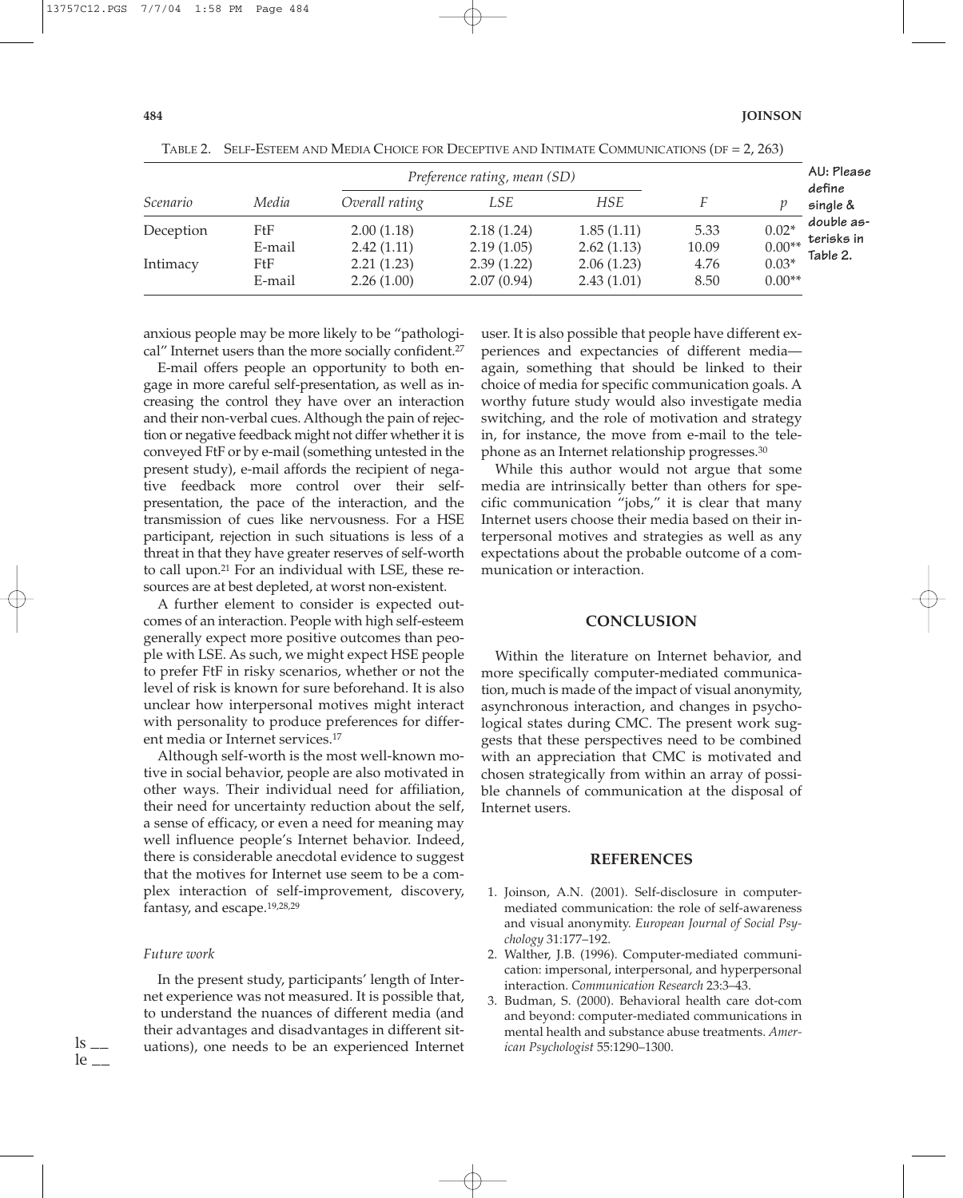TABLE 2. SELF-ESTEEM AND MEDIA CHOICE FOR DECEPTIVE AND INTIMATE COMMUNICATIONS (DF = 2, 263)

| *Scenario* | *Media* | *Preference rating, mean (SD)* | | | | |
|---|---|---|---|---|---|---|
| | | *Overall rating* | *LSE* | *HSE* | *F* | *p* |
| Deception | FtF | 2.00 (1.18) | 2.18 (1.24) | 1.85 (1.11) | 5.33 | 0.02* |
| | E-mail | 2.42 (1.11) | 2.19 (1.05) | 2.62 (1.13) | 10.09 | 0.00** |
| Intimacy | FtF | 2.21 (1.23) | 2.39 (1.22) | 2.06 (1.23) | 4.76 | 0.03* |
| | E-mail | 2.26 (1.00) | 2.07 (0.94) | 2.43 (1.01) | 8.50 | 0.00** |

AU: Please define single & double asterisks in Table 2.

anxious people may be more likely to be "pathological" Internet users than the more socially confident.[27]

E-mail offers people an opportunity to both engage in more careful self-presentation, as well as increasing the control they have over an interaction and their non-verbal cues. Although the pain of rejection or negative feedback might not differ whether it is conveyed FtF or by e-mail (something untested in the present study), e-mail affords the recipient of negative feedback more control over their self-presentation, the pace of the interaction, and the transmission of cues like nervousness. For a HSE participant, rejection in such situations is less of a threat in that they have greater reserves of self-worth to call upon.[21] For an individual with LSE, these resources are at best depleted, at worst non-existent.

A further element to consider is expected outcomes of an interaction. People with high self-esteem generally expect more positive outcomes than people with LSE. As such, we might expect HSE people to prefer FtF in risky scenarios, whether or not the level of risk is known for sure beforehand. It is also unclear how interpersonal motives might interact with personality to produce preferences for different media or Internet services.[17]

Although self-worth is the most well-known motive in social behavior, people are also motivated in other ways. Their individual need for affiliation, their need for uncertainty reduction about the self, a sense of efficacy, or even a need for meaning may well influence people's Internet behavior. Indeed, there is considerable anecdotal evidence to suggest that the motives for Internet use seem to be a complex interaction of self-improvement, discovery, fantasy, and escape.[19,28,29]

### *Future work*

In the present study, participants' length of Internet experience was not measured. It is possible that, to understand the nuances of different media (and their advantages and disadvantages in different situations), one needs to be an experienced Internet user. It is also possible that people have different experiences and expectancies of different media—again, something that should be linked to their choice of media for specific communication goals. A worthy future study would also investigate media switching, and the role of motivation and strategy in, for instance, the move from e-mail to the telephone as an Internet relationship progresses.[30]

While this author would not argue that some media are intrinsically better than others for specific communication "jobs," it is clear that many Internet users choose their media based on their interpersonal motives and strategies as well as any expectations about the probable outcome of a communication or interaction.

## CONCLUSION

Within the literature on Internet behavior, and more specifically computer-mediated communication, much is made of the impact of visual anonymity, asynchronous interaction, and changes in psychological states during CMC. The present work suggests that these perspectives need to be combined with an appreciation that CMC is motivated and chosen strategically from within an array of possible channels of communication at the disposal of Internet users.

## REFERENCES

1. Joinson, A.N. (2001). Self-disclosure in computer-mediated communication: the role of self-awareness and visual anonymity. *European Journal of Social Psychology* 31:177–192.
2. Walther, J.B. (1996). Computer-mediated communication: impersonal, interpersonal, and hyperpersonal interaction. *Communication Research* 23:3–43.
3. Budman, S. (2000). Behavioral health care dot-com and beyond: computer-mediated communications in mental health and substance abuse treatments. *American Psychologist* 55:1290–1300.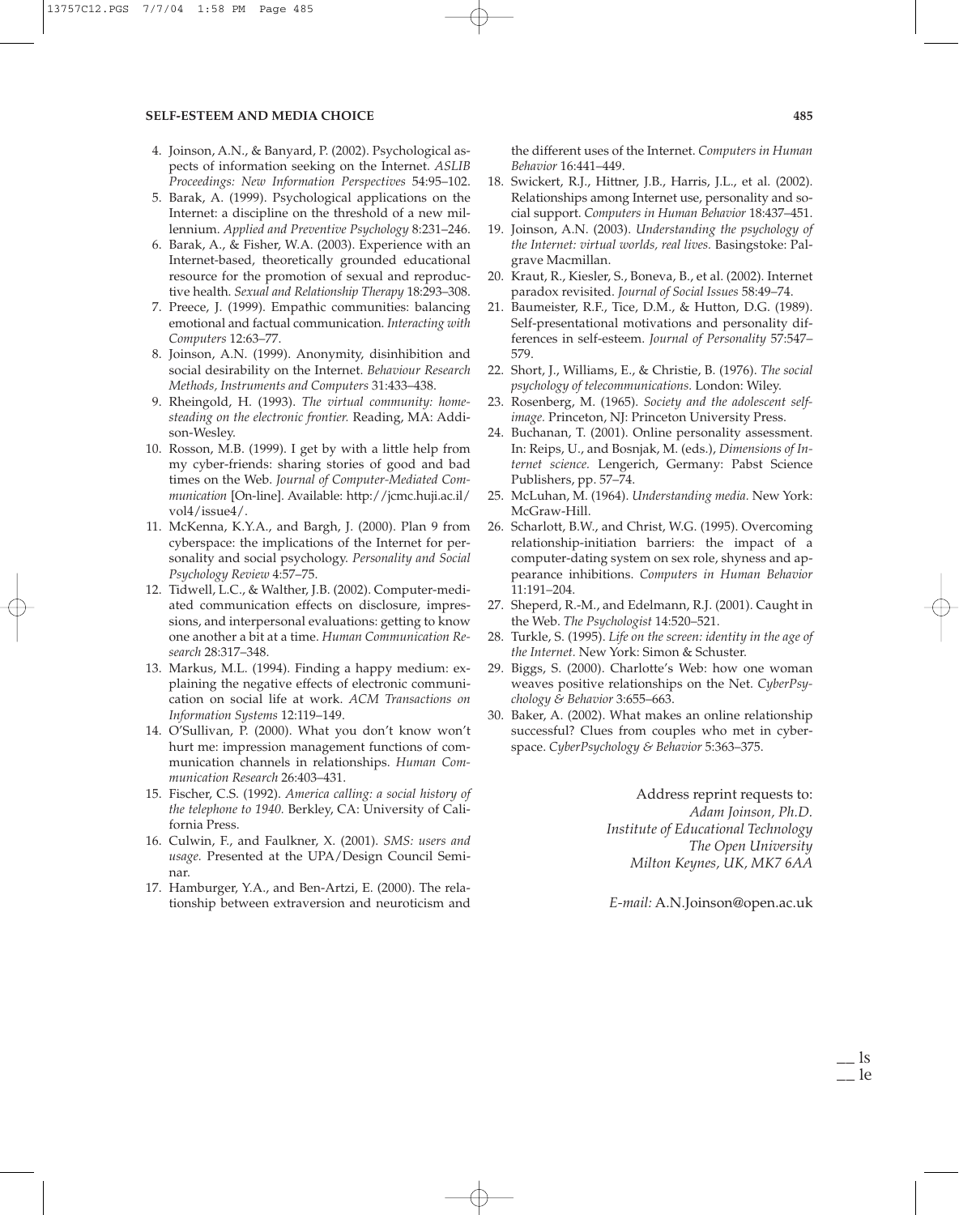4. Joinson, A.N., & Banyard, P. (2002). Psychological aspects of information seeking on the Internet. *ASLIB Proceedings: New Information Perspectives* 54:95–102.
5. Barak, A. (1999). Psychological applications on the Internet: a discipline on the threshold of a new millennium. *Applied and Preventive Psychology* 8:231–246.
6. Barak, A., & Fisher, W.A. (2003). Experience with an Internet-based, theoretically grounded educational resource for the promotion of sexual and reproductive health. *Sexual and Relationship Therapy* 18:293–308.
7. Preece, J. (1999). Empathic communities: balancing emotional and factual communication. *Interacting with Computers* 12:63–77.
8. Joinson, A.N. (1999). Anonymity, disinhibition and social desirability on the Internet. *Behaviour Research Methods, Instruments and Computers* 31:433–438.
9. Rheingold, H. (1993). *The virtual community: homesteading on the electronic frontier.* Reading, MA: Addison-Wesley.
10. Rosson, M.B. (1999). I get by with a little help from my cyber-friends: sharing stories of good and bad times on the Web. *Journal of Computer-Mediated Communication* [On-line]. Available: http://jcmc.huji.ac.il/vol4/issue4/.
11. McKenna, K.Y.A., and Bargh, J. (2000). Plan 9 from cyberspace: the implications of the Internet for personality and social psychology. *Personality and Social Psychology Review* 4:57–75.
12. Tidwell, L.C., & Walther, J.B. (2002). Computer-mediated communication effects on disclosure, impressions, and interpersonal evaluations: getting to know one another a bit at a time. *Human Communication Research* 28:317–348.
13. Markus, M.L. (1994). Finding a happy medium: explaining the negative effects of electronic communication on social life at work. *ACM Transactions on Information Systems* 12:119–149.
14. O'Sullivan, P. (2000). What you don't know won't hurt me: impression management functions of communication channels in relationships. *Human Communication Research* 26:403–431.
15. Fischer, C.S. (1992). *America calling: a social history of the telephone to 1940.* Berkley, CA: University of California Press.
16. Culwin, F., and Faulkner, X. (2001). *SMS: users and usage.* Presented at the UPA/Design Council Seminar.
17. Hamburger, Y.A., and Ben-Artzi, E. (2000). The relationship between extraversion and neuroticism and the different uses of the Internet. *Computers in Human Behavior* 16:441–449.
18. Swickert, R.J., Hittner, J.B., Harris, J.L., et al. (2002). Relationships among Internet use, personality and social support. *Computers in Human Behavior* 18:437–451.
19. Joinson, A.N. (2003). *Understanding the psychology of the Internet: virtual worlds, real lives.* Basingstoke: Palgrave Macmillan.
20. Kraut, R., Kiesler, S., Boneva, B., et al. (2002). Internet paradox revisited. *Journal of Social Issues* 58:49–74.
21. Baumeister, R.F., Tice, D.M., & Hutton, D.G. (1989). Self-presentational motivations and personality differences in self-esteem. *Journal of Personality* 57:547–579.
22. Short, J., Williams, E., & Christie, B. (1976). *The social psychology of telecommunications.* London: Wiley.
23. Rosenberg, M. (1965). *Society and the adolescent self-image.* Princeton, NJ: Princeton University Press.
24. Buchanan, T. (2001). Online personality assessment. In: Reips, U., and Bosnjak, M. (eds.), *Dimensions of Internet science.* Lengerich, Germany: Pabst Science Publishers, pp. 57–74.
25. McLuhan, M. (1964). *Understanding media.* New York: McGraw-Hill.
26. Scharlott, B.W., and Christ, W.G. (1995). Overcoming relationship-initiation barriers: the impact of a computer-dating system on sex role, shyness and appearance inhibitions. *Computers in Human Behavior* 11:191–204.
27. Sheperd, R.-M., and Edelmann, R.J. (2001). Caught in the Web. *The Psychologist* 14:520–521.
28. Turkle, S. (1995). *Life on the screen: identity in the age of the Internet.* New York: Simon & Schuster.
29. Biggs, S. (2000). Charlotte's Web: how one woman weaves positive relationships on the Net. *CyberPsychology & Behavior* 3:655–663.
30. Baker, A. (2002). What makes an online relationship successful? Clues from couples who met in cyberspace. *CyberPsychology & Behavior* 5:363–375.

Address reprint requests to:
*Adam Joinson, Ph.D.*
*Institute of Educational Technology*
*The Open University*
*Milton Keynes, UK, MK7 6AA*

*E-mail:* A.N.Joinson@open.ac.uk